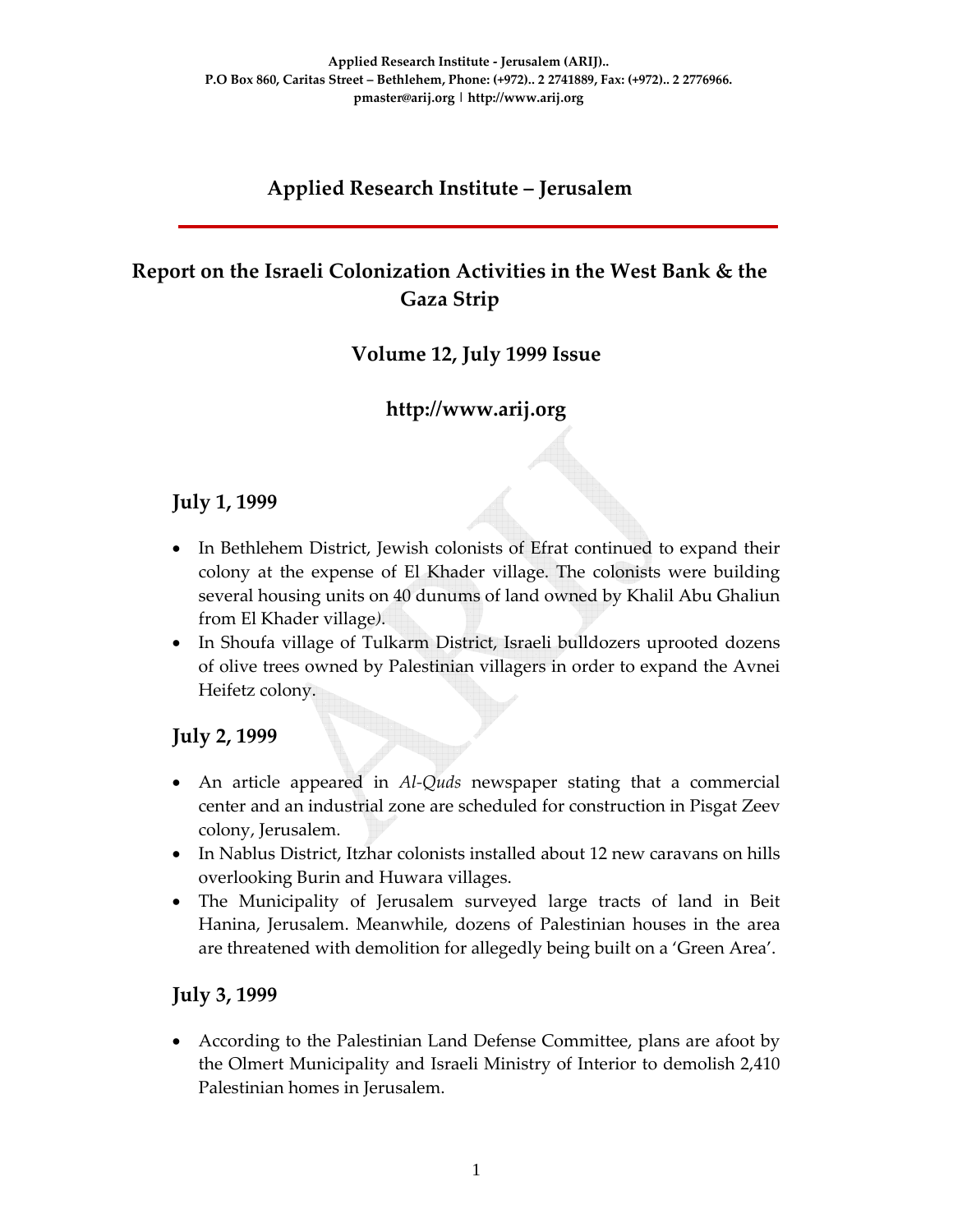Applied Research Institute - Jerusalem (ARIJ)..
P.O Box 860, Caritas Street – Bethlehem, Phone: (+972).. 2 2741889, Fax: (+972).. 2 2776966.
pmaster@arij.org | http://www.arij.org

# Applied Research Institute – Jerusalem

## Report on the Israeli Colonization Activities in the West Bank & the Gaza Strip

### Volume 12, July 1999 Issue

### http://www.arij.org

## July 1, 1999

- In Bethlehem District, Jewish colonists of Efrat continued to expand their colony at the expense of El Khader village. The colonists were building several housing units on 40 dunums of land owned by Khalil Abu Ghaliun from El Khader village*)*.
- In Shoufa village of Tulkarm District, Israeli bulldozers uprooted dozens of olive trees owned by Palestinian villagers in order to expand the Avnei Heifetz colony.

## July 2, 1999

- An article appeared in *Al-Quds* newspaper stating that a commercial center and an industrial zone are scheduled for construction in Pisgat Zeev colony, Jerusalem.
- In Nablus District, Itzhar colonists installed about 12 new caravans on hills overlooking Burin and Huwara villages.
- The Municipality of Jerusalem surveyed large tracts of land in Beit Hanina, Jerusalem. Meanwhile, dozens of Palestinian houses in the area are threatened with demolition for allegedly being built on a 'Green Area'.

## July 3, 1999

- According to the Palestinian Land Defense Committee, plans are afoot by the Olmert Municipality and Israeli Ministry of Interior to demolish 2,410 Palestinian homes in Jerusalem.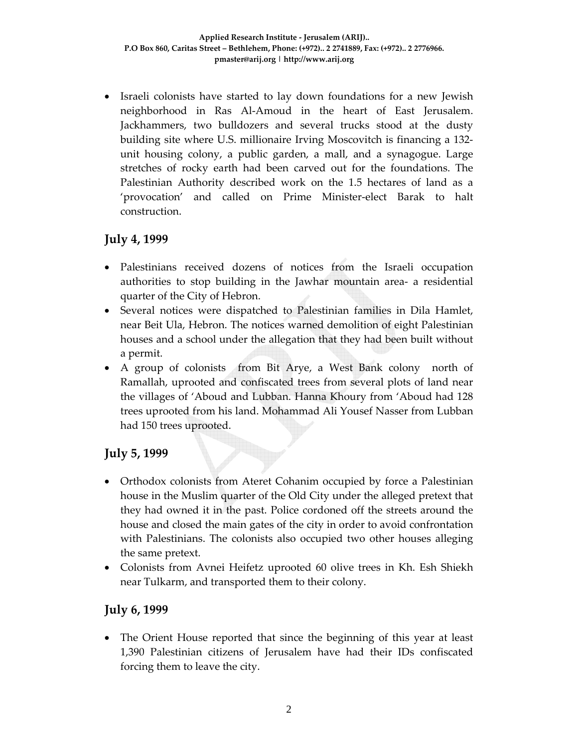- Israeli colonists have started to lay down foundations for a new Jewish neighborhood in Ras Al-Amoud in the heart of East Jerusalem. Jackhammers, two bulldozers and several trucks stood at the dusty building site where U.S. millionaire Irving Moscovitch is financing a 132-unit housing colony, a public garden, a mall, and a synagogue. Large stretches of rocky earth had been carved out for the foundations. The Palestinian Authority described work on the 1.5 hectares of land as a 'provocation' and called on Prime Minister-elect Barak to halt construction.

## July 4, 1999

- Palestinians received dozens of notices from the Israeli occupation authorities to stop building in the Jawhar mountain area- a residential quarter of the City of Hebron.
- Several notices were dispatched to Palestinian families in Dila Hamlet, near Beit Ula, Hebron. The notices warned demolition of eight Palestinian houses and a school under the allegation that they had been built without a permit.
- A group of colonists from Bit Arye, a West Bank colony north of Ramallah, uprooted and confiscated trees from several plots of land near the villages of 'Aboud and Lubban. Hanna Khoury from 'Aboud had 128 trees uprooted from his land. Mohammad Ali Yousef Nasser from Lubban had 150 trees uprooted.

## July 5, 1999

- Orthodox colonists from Ateret Cohanim occupied by force a Palestinian house in the Muslim quarter of the Old City under the alleged pretext that they had owned it in the past. Police cordoned off the streets around the house and closed the main gates of the city in order to avoid confrontation with Palestinians. The colonists also occupied two other houses alleging the same pretext.
- Colonists from Avnei Heifetz uprooted 60 olive trees in Kh. Esh Shiekh near Tulkarm, and transported them to their colony.

## July 6, 1999

- The Orient House reported that since the beginning of this year at least 1,390 Palestinian citizens of Jerusalem have had their IDs confiscated forcing them to leave the city.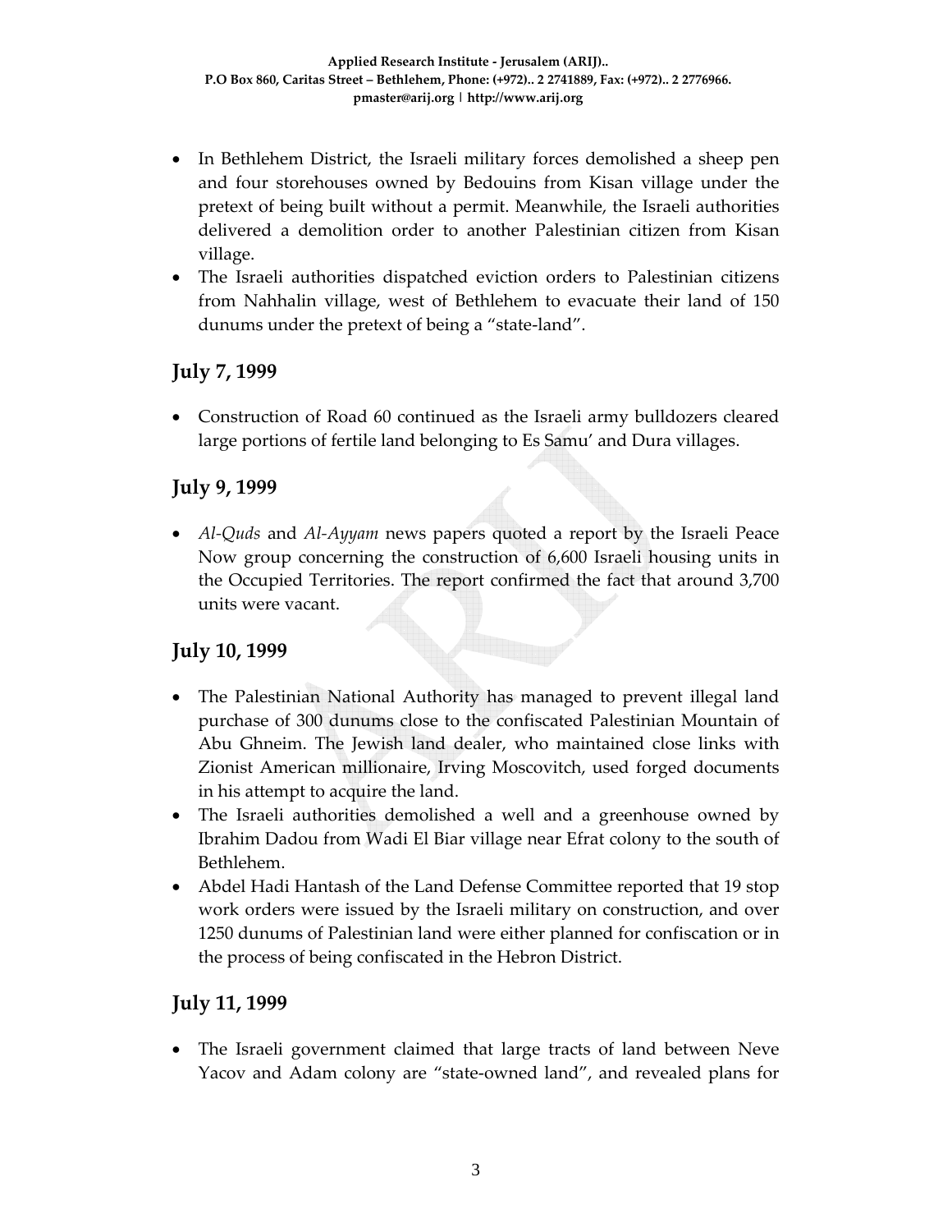- In Bethlehem District, the Israeli military forces demolished a sheep pen and four storehouses owned by Bedouins from Kisan village under the pretext of being built without a permit. Meanwhile, the Israeli authorities delivered a demolition order to another Palestinian citizen from Kisan village.
- The Israeli authorities dispatched eviction orders to Palestinian citizens from Nahhalin village, west of Bethlehem to evacuate their land of 150 dunums under the pretext of being a "state-land".

## July 7, 1999

- Construction of Road 60 continued as the Israeli army bulldozers cleared large portions of fertile land belonging to Es Samu' and Dura villages.

## July 9, 1999

- *Al-Quds* and *Al-Ayyam* news papers quoted a report by the Israeli Peace Now group concerning the construction of 6,600 Israeli housing units in the Occupied Territories. The report confirmed the fact that around 3,700 units were vacant.

## July 10, 1999

- The Palestinian National Authority has managed to prevent illegal land purchase of 300 dunums close to the confiscated Palestinian Mountain of Abu Ghneim. The Jewish land dealer, who maintained close links with Zionist American millionaire, Irving Moscovitch, used forged documents in his attempt to acquire the land.
- The Israeli authorities demolished a well and a greenhouse owned by Ibrahim Dadou from Wadi El Biar village near Efrat colony to the south of Bethlehem.
- Abdel Hadi Hantash of the Land Defense Committee reported that 19 stop work orders were issued by the Israeli military on construction, and over 1250 dunums of Palestinian land were either planned for confiscation or in the process of being confiscated in the Hebron District.

## July 11, 1999

- The Israeli government claimed that large tracts of land between Neve Yacov and Adam colony are "state-owned land", and revealed plans for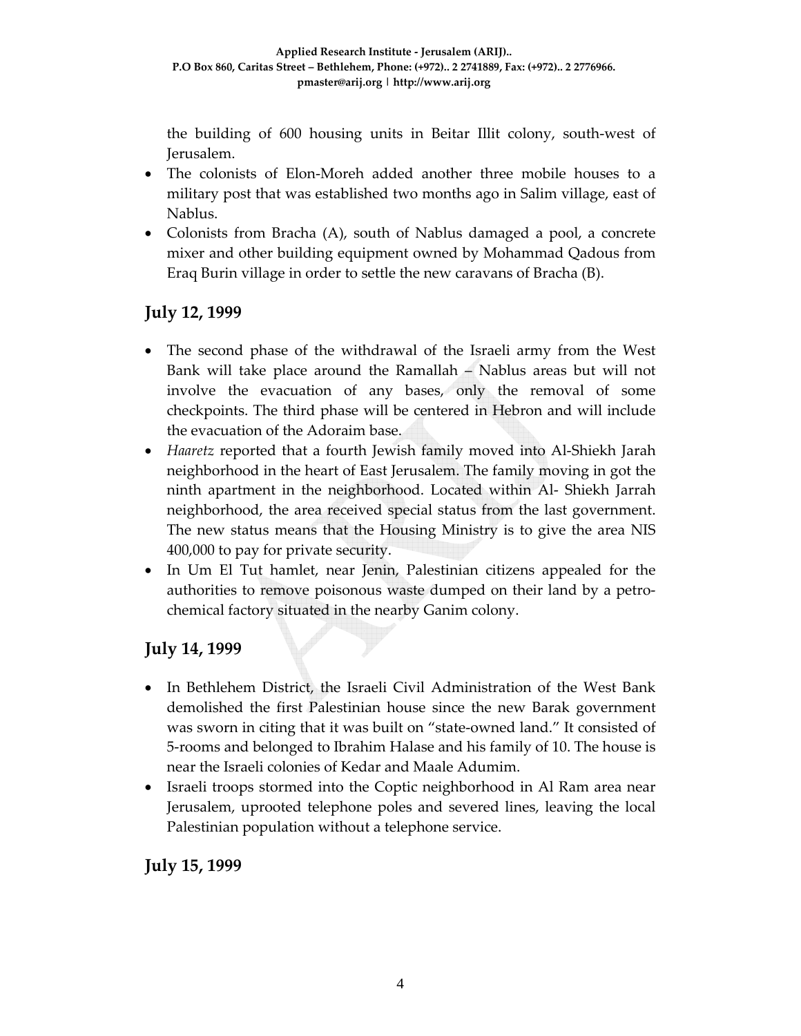the building of 600 housing units in Beitar Illit colony, south-west of Jerusalem.

- The colonists of Elon-Moreh added another three mobile houses to a military post that was established two months ago in Salim village, east of Nablus.
- Colonists from Bracha (A), south of Nablus damaged a pool, a concrete mixer and other building equipment owned by Mohammad Qadous from Eraq Burin village in order to settle the new caravans of Bracha (B).

## July 12, 1999

- The second phase of the withdrawal of the Israeli army from the West Bank will take place around the Ramallah – Nablus areas but will not involve the evacuation of any bases, only the removal of some checkpoints. The third phase will be centered in Hebron and will include the evacuation of the Adoraim base.
- *Haaretz* reported that a fourth Jewish family moved into Al-Shiekh Jarah neighborhood in the heart of East Jerusalem. The family moving in got the ninth apartment in the neighborhood. Located within Al- Shiekh Jarrah neighborhood, the area received special status from the last government. The new status means that the Housing Ministry is to give the area NIS 400,000 to pay for private security.
- In Um El Tut hamlet, near Jenin, Palestinian citizens appealed for the authorities to remove poisonous waste dumped on their land by a petro-chemical factory situated in the nearby Ganim colony.

## July 14, 1999

- In Bethlehem District, the Israeli Civil Administration of the West Bank demolished the first Palestinian house since the new Barak government was sworn in citing that it was built on "state-owned land." It consisted of 5-rooms and belonged to Ibrahim Halase and his family of 10. The house is near the Israeli colonies of Kedar and Maale Adumim.
- Israeli troops stormed into the Coptic neighborhood in Al Ram area near Jerusalem, uprooted telephone poles and severed lines, leaving the local Palestinian population without a telephone service.

## July 15, 1999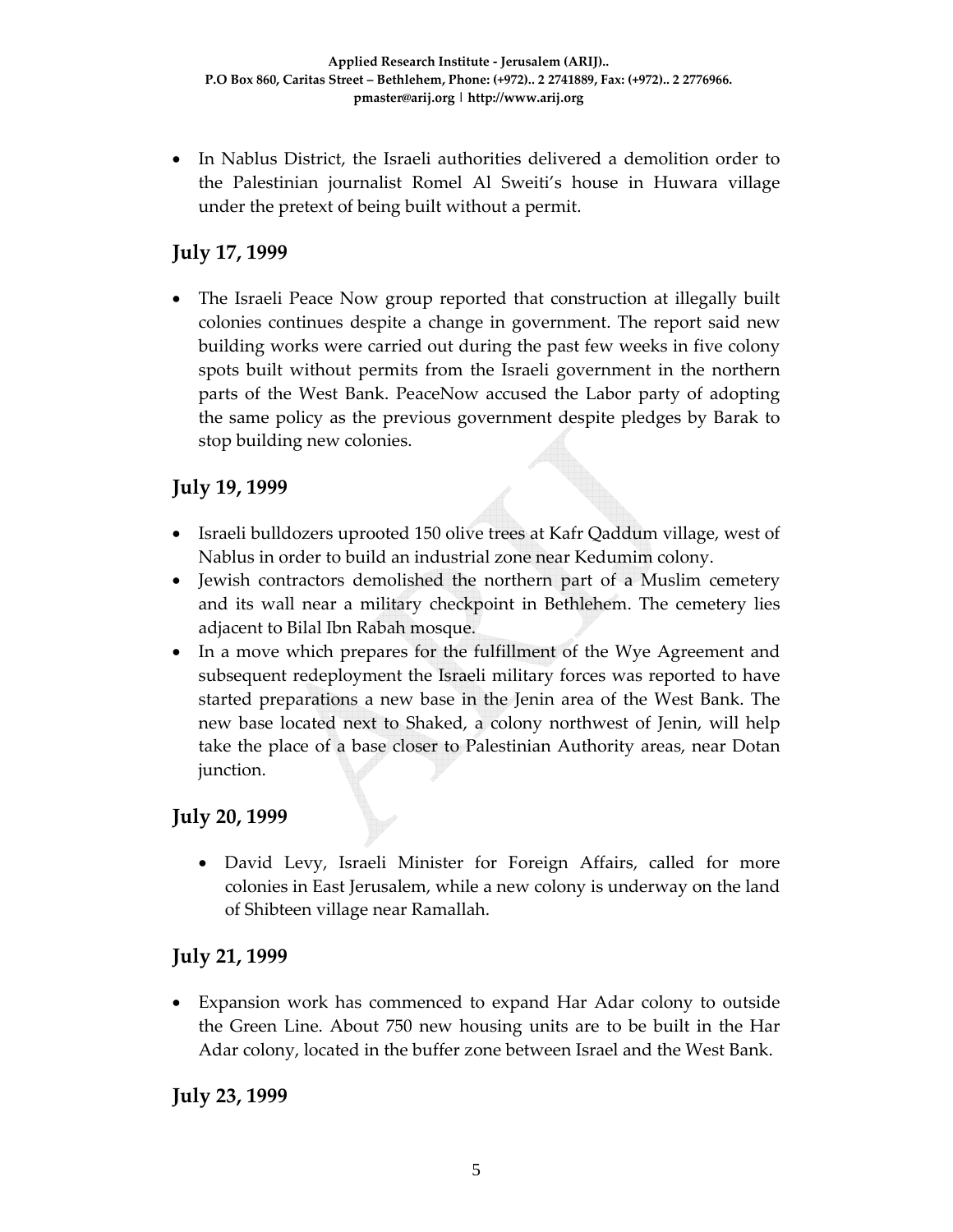- In Nablus District, the Israeli authorities delivered a demolition order to the Palestinian journalist Romel Al Sweiti's house in Huwara village under the pretext of being built without a permit.

## July 17, 1999

- The Israeli Peace Now group reported that construction at illegally built colonies continues despite a change in government. The report said new building works were carried out during the past few weeks in five colony spots built without permits from the Israeli government in the northern parts of the West Bank. PeaceNow accused the Labor party of adopting the same policy as the previous government despite pledges by Barak to stop building new colonies.

## July 19, 1999

- Israeli bulldozers uprooted 150 olive trees at Kafr Qaddum village, west of Nablus in order to build an industrial zone near Kedumim colony.
- Jewish contractors demolished the northern part of a Muslim cemetery and its wall near a military checkpoint in Bethlehem. The cemetery lies adjacent to Bilal Ibn Rabah mosque.
- In a move which prepares for the fulfillment of the Wye Agreement and subsequent redeployment the Israeli military forces was reported to have started preparations a new base in the Jenin area of the West Bank. The new base located next to Shaked, a colony northwest of Jenin, will help take the place of a base closer to Palestinian Authority areas, near Dotan junction.

## July 20, 1999

- David Levy, Israeli Minister for Foreign Affairs, called for more colonies in East Jerusalem, while a new colony is underway on the land of Shibteen village near Ramallah.

## July 21, 1999

- Expansion work has commenced to expand Har Adar colony to outside the Green Line. About 750 new housing units are to be built in the Har Adar colony, located in the buffer zone between Israel and the West Bank.

## July 23, 1999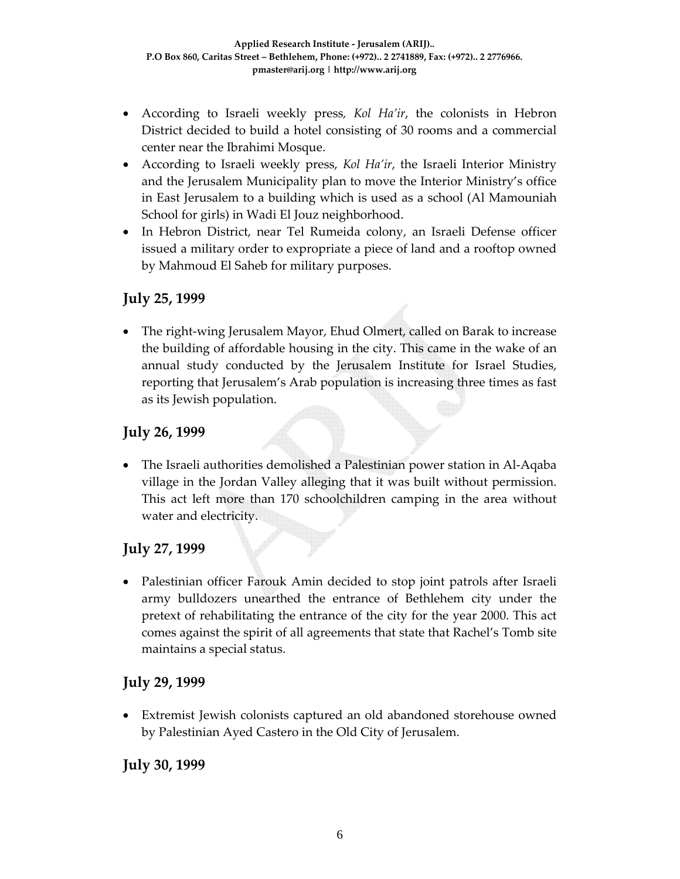- According to Israeli weekly press, *Kol Ha'ir*, the colonists in Hebron District decided to build a hotel consisting of 30 rooms and a commercial center near the Ibrahimi Mosque.
- According to Israeli weekly press, *Kol Ha'ir*, the Israeli Interior Ministry and the Jerusalem Municipality plan to move the Interior Ministry's office in East Jerusalem to a building which is used as a school (Al Mamouniah School for girls) in Wadi El Jouz neighborhood.
- In Hebron District, near Tel Rumeida colony, an Israeli Defense officer issued a military order to expropriate a piece of land and a rooftop owned by Mahmoud El Saheb for military purposes.

## July 25, 1999

- The right-wing Jerusalem Mayor, Ehud Olmert, called on Barak to increase the building of affordable housing in the city. This came in the wake of an annual study conducted by the Jerusalem Institute for Israel Studies, reporting that Jerusalem's Arab population is increasing three times as fast as its Jewish population.

## July 26, 1999

- The Israeli authorities demolished a Palestinian power station in Al-Aqaba village in the Jordan Valley alleging that it was built without permission. This act left more than 170 schoolchildren camping in the area without water and electricity.

## July 27, 1999

- Palestinian officer Farouk Amin decided to stop joint patrols after Israeli army bulldozers unearthed the entrance of Bethlehem city under the pretext of rehabilitating the entrance of the city for the year 2000. This act comes against the spirit of all agreements that state that Rachel's Tomb site maintains a special status.

## July 29, 1999

- Extremist Jewish colonists captured an old abandoned storehouse owned by Palestinian Ayed Castero in the Old City of Jerusalem.

## July 30, 1999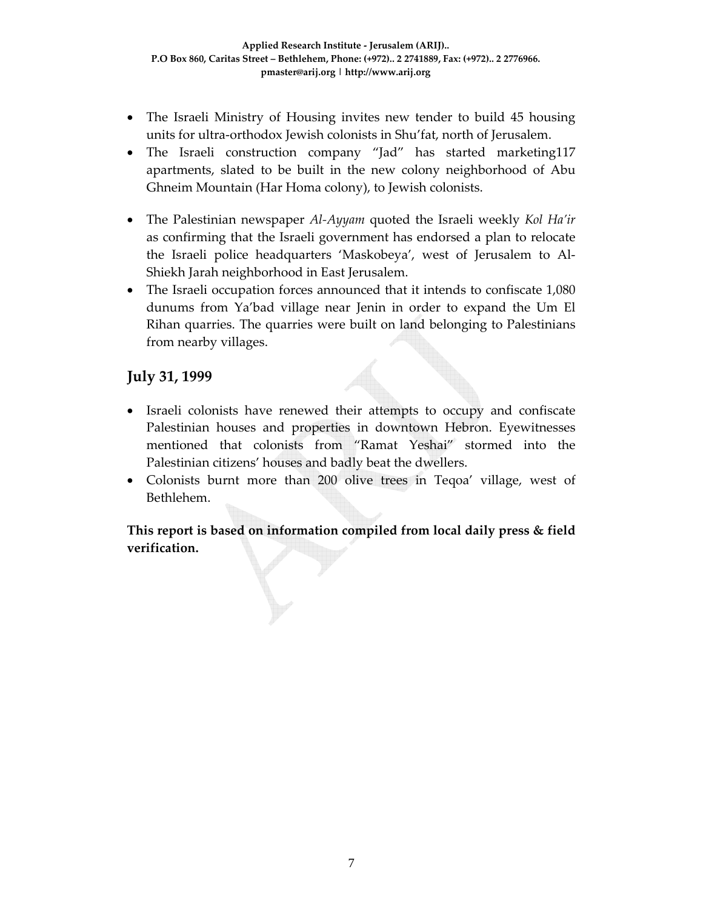- The Israeli Ministry of Housing invites new tender to build 45 housing units for ultra-orthodox Jewish colonists in Shu'fat, north of Jerusalem.
- The Israeli construction company "Jad" has started marketing117 apartments, slated to be built in the new colony neighborhood of Abu Ghneim Mountain (Har Homa colony), to Jewish colonists.

- The Palestinian newspaper *Al-Ayyam* quoted the Israeli weekly *Kol Ha'ir* as confirming that the Israeli government has endorsed a plan to relocate the Israeli police headquarters 'Maskobeya', west of Jerusalem to Al-Shiekh Jarah neighborhood in East Jerusalem.
- The Israeli occupation forces announced that it intends to confiscate 1,080 dunums from Ya'bad village near Jenin in order to expand the Um El Rihan quarries. The quarries were built on land belonging to Palestinians from nearby villages.

## July 31, 1999

- Israeli colonists have renewed their attempts to occupy and confiscate Palestinian houses and properties in downtown Hebron. Eyewitnesses mentioned that colonists from "Ramat Yeshai" stormed into the Palestinian citizens' houses and badly beat the dwellers.
- Colonists burnt more than 200 olive trees in Teqoa' village, west of Bethlehem.

**This report is based on information compiled from local daily press & field verification.**